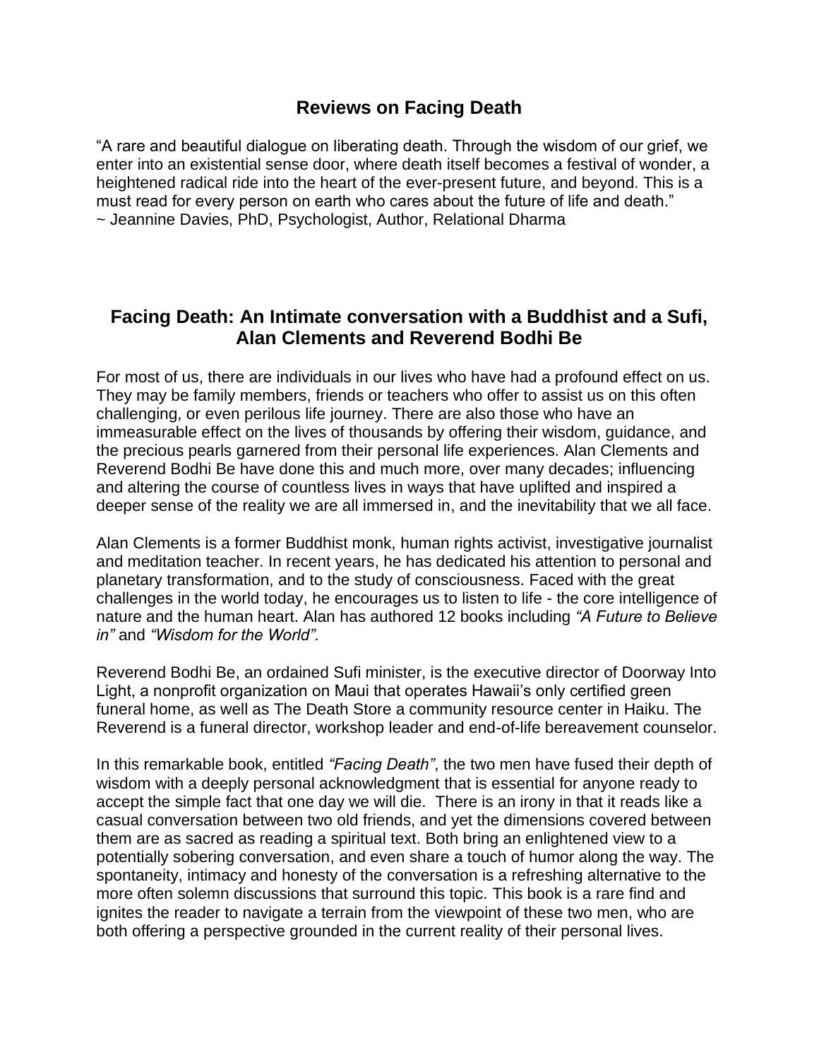## Reviews on Facing Death

"A rare and beautiful dialogue on liberating death. Through the wisdom of our grief, we enter into an existential sense door, where death itself becomes a festival of wonder, a heightened radical ride into the heart of the ever-present future, and beyond. This is a must read for every person on earth who cares about the future of life and death."
~ Jeannine Davies, PhD, Psychologist, Author, Relational Dharma

## Facing Death: An Intimate conversation with a Buddhist and a Sufi, Alan Clements and Reverend Bodhi Be

For most of us, there are individuals in our lives who have had a profound effect on us. They may be family members, friends or teachers who offer to assist us on this often challenging, or even perilous life journey. There are also those who have an immeasurable effect on the lives of thousands by offering their wisdom, guidance, and the precious pearls garnered from their personal life experiences. Alan Clements and Reverend Bodhi Be have done this and much more, over many decades; influencing and altering the course of countless lives in ways that have uplifted and inspired a deeper sense of the reality we are all immersed in, and the inevitability that we all face.

Alan Clements is a former Buddhist monk, human rights activist, investigative journalist and meditation teacher. In recent years, he has dedicated his attention to personal and planetary transformation, and to the study of consciousness. Faced with the great challenges in the world today, he encourages us to listen to life - the core intelligence of nature and the human heart. Alan has authored 12 books including *"A Future to Believe in"* and *"Wisdom for the World".*

Reverend Bodhi Be, an ordained Sufi minister, is the executive director of Doorway Into Light, a nonprofit organization on Maui that operates Hawaii's only certified green funeral home, as well as The Death Store a community resource center in Haiku. The Reverend is a funeral director, workshop leader and end-of-life bereavement counselor.

In this remarkable book, entitled *"Facing Death"*, the two men have fused their depth of wisdom with a deeply personal acknowledgment that is essential for anyone ready to accept the simple fact that one day we will die. There is an irony in that it reads like a casual conversation between two old friends, and yet the dimensions covered between them are as sacred as reading a spiritual text. Both bring an enlightened view to a potentially sobering conversation, and even share a touch of humor along the way. The spontaneity, intimacy and honesty of the conversation is a refreshing alternative to the more often solemn discussions that surround this topic. This book is a rare find and ignites the reader to navigate a terrain from the viewpoint of these two men, who are both offering a perspective grounded in the current reality of their personal lives.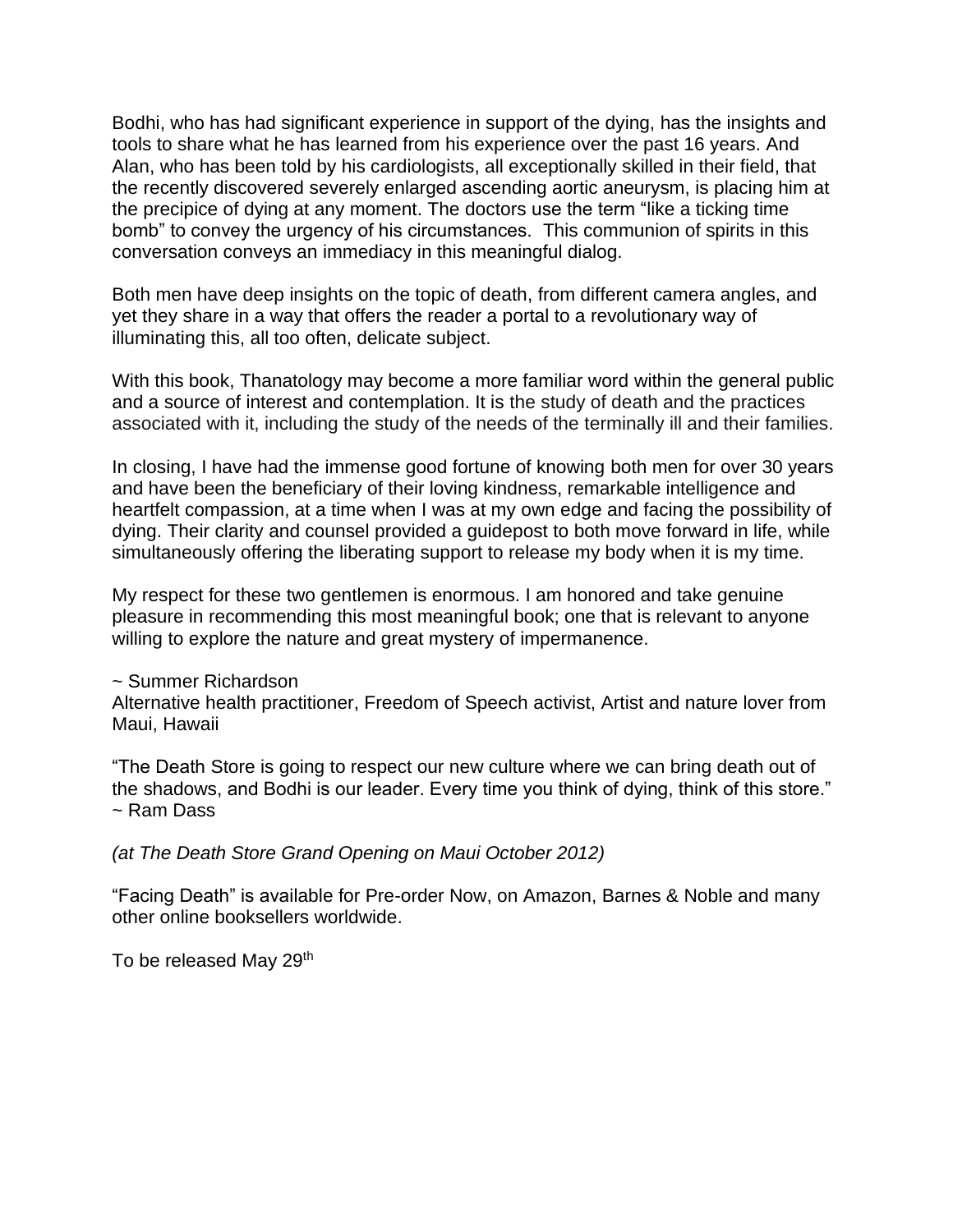Bodhi, who has had significant experience in support of the dying, has the insights and tools to share what he has learned from his experience over the past 16 years. And Alan, who has been told by his cardiologists, all exceptionally skilled in their field, that the recently discovered severely enlarged ascending aortic aneurysm, is placing him at the precipice of dying at any moment. The doctors use the term "like a ticking time bomb" to convey the urgency of his circumstances. This communion of spirits in this conversation conveys an immediacy in this meaningful dialog.

Both men have deep insights on the topic of death, from different camera angles, and yet they share in a way that offers the reader a portal to a revolutionary way of illuminating this, all too often, delicate subject.

With this book, Thanatology may become a more familiar word within the general public and a source of interest and contemplation. It is the study of death and the practices associated with it, including the study of the needs of the terminally ill and their families.

In closing, I have had the immense good fortune of knowing both men for over 30 years and have been the beneficiary of their loving kindness, remarkable intelligence and heartfelt compassion, at a time when I was at my own edge and facing the possibility of dying. Their clarity and counsel provided a guidepost to both move forward in life, while simultaneously offering the liberating support to release my body when it is my time.

My respect for these two gentlemen is enormous. I am honored and take genuine pleasure in recommending this most meaningful book; one that is relevant to anyone willing to explore the nature and great mystery of impermanence.

~ Summer Richardson
Alternative health practitioner, Freedom of Speech activist, Artist and nature lover from Maui, Hawaii

"The Death Store is going to respect our new culture where we can bring death out of the shadows, and Bodhi is our leader. Every time you think of dying, think of this store."
~ Ram Dass

*(at The Death Store Grand Opening on Maui October 2012)*

"Facing Death" is available for Pre-order Now, on Amazon, Barnes & Noble and many other online booksellers worldwide.

To be released May 29th